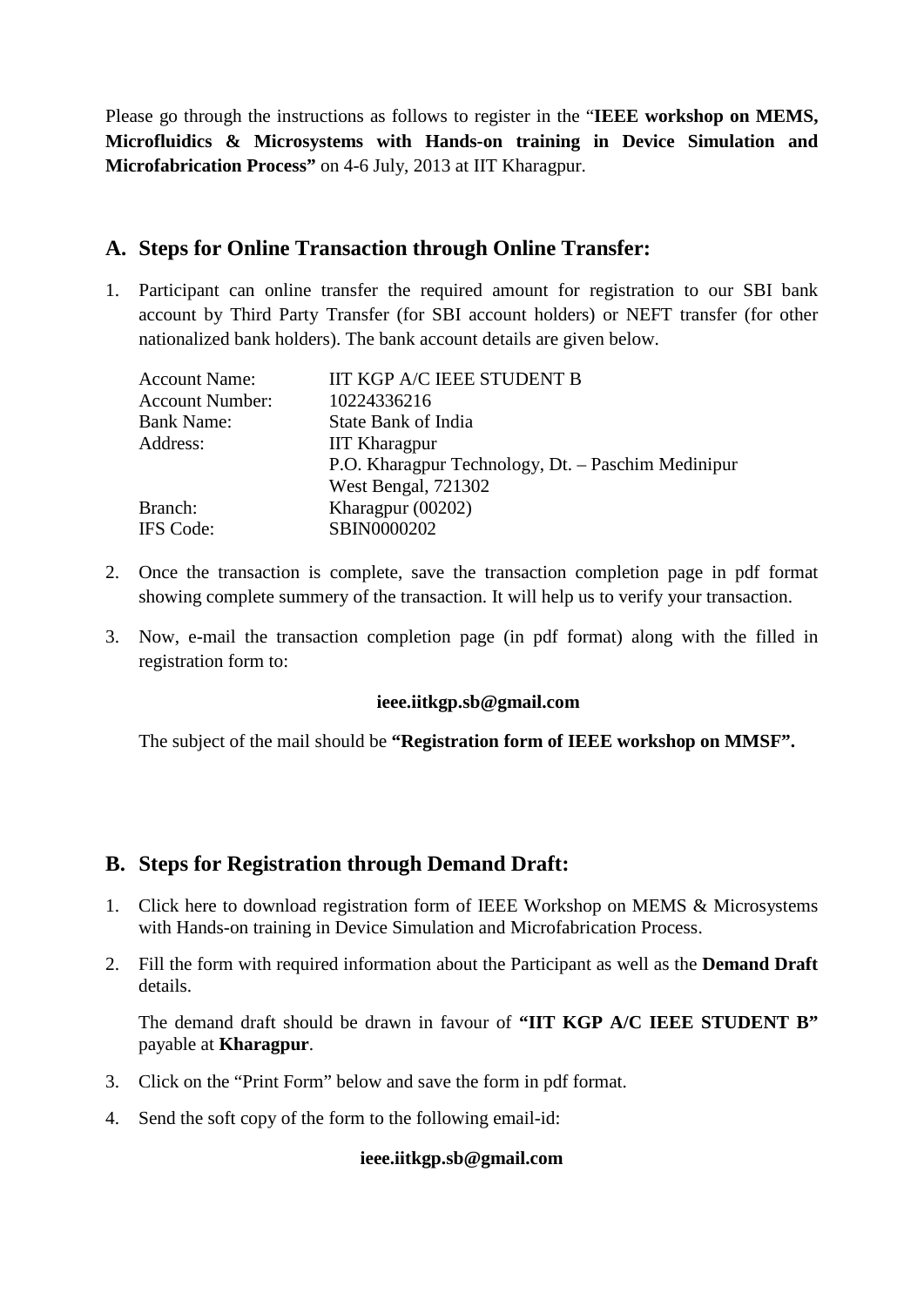Please go through the instructions as follows to register in the "**IEEE workshop on MEMS, Microfluidics & Microsystems with Hands-on training in Device Simulation and Microfabrication Process"** on 4-6 July, 2013 at IIT Kharagpur.

## A. Steps for Online Transaction through Online Transfer:

1. Participant can online transfer the required amount for registration to our SBI bank account by Third Party Transfer (for SBI account holders) or NEFT transfer (for other nationalized bank holders). The bank account details are given below.

   | | |
   |---|---|
   | Account Name: | IIT KGP A/C IEEE STUDENT B |
   | Account Number: | 10224336216 |
   | Bank Name: | State Bank of India |
   | Address: | IIT Kharagpur<br>P.O. Kharagpur Technology, Dt. – Paschim Medinipur<br>West Bengal, 721302 |
   | Branch: | Kharagpur (00202) |
   | IFS Code: | SBIN0000202 |

2. Once the transaction is complete, save the transaction completion page in pdf format showing complete summery of the transaction. It will help us to verify your transaction.

3. Now, e-mail the transaction completion page (in pdf format) along with the filled in registration form to:

   **ieee.iitkgp.sb@gmail.com**

   The subject of the mail should be **"Registration form of IEEE workshop on MMSF".**

## B. Steps for Registration through Demand Draft:

1. Click here to download registration form of IEEE Workshop on MEMS & Microsystems with Hands-on training in Device Simulation and Microfabrication Process.

2. Fill the form with required information about the Participant as well as the **Demand Draft** details.

   The demand draft should be drawn in favour of **"IIT KGP A/C IEEE STUDENT B"** payable at **Kharagpur**.

3. Click on the "Print Form" below and save the form in pdf format.

4. Send the soft copy of the form to the following email-id:

   **ieee.iitkgp.sb@gmail.com**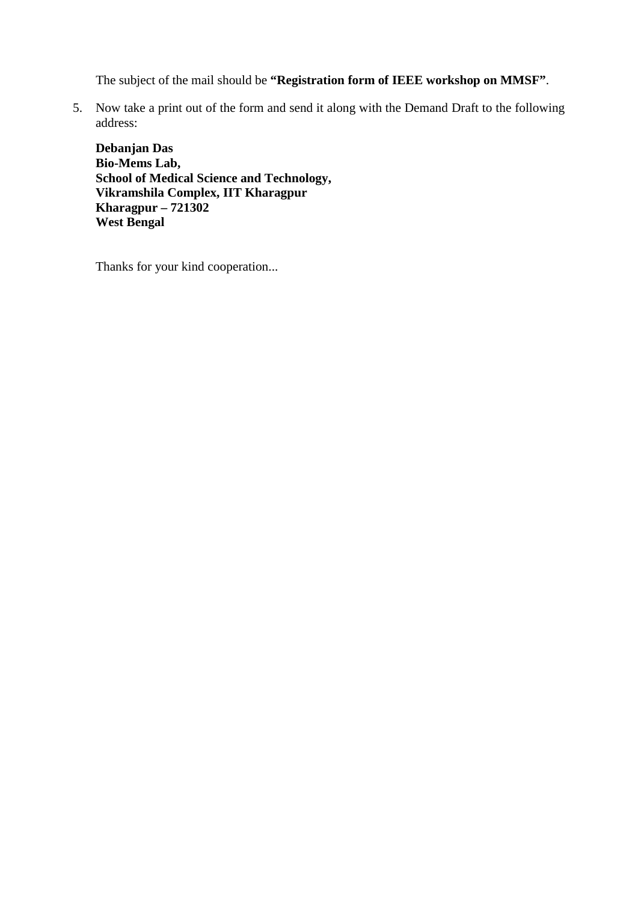The subject of the mail should be **“Registration form of IEEE workshop on MMSF”**.

5. Now take a print out of the form and send it along with the Demand Draft to the following address:

   **Debanjan Das**
   **Bio-Mems Lab,**
   **School of Medical Science and Technology,**
   **Vikramshila Complex, IIT Kharagpur**
   **Kharagpur – 721302**
   **West Bengal**

   Thanks for your kind cooperation...